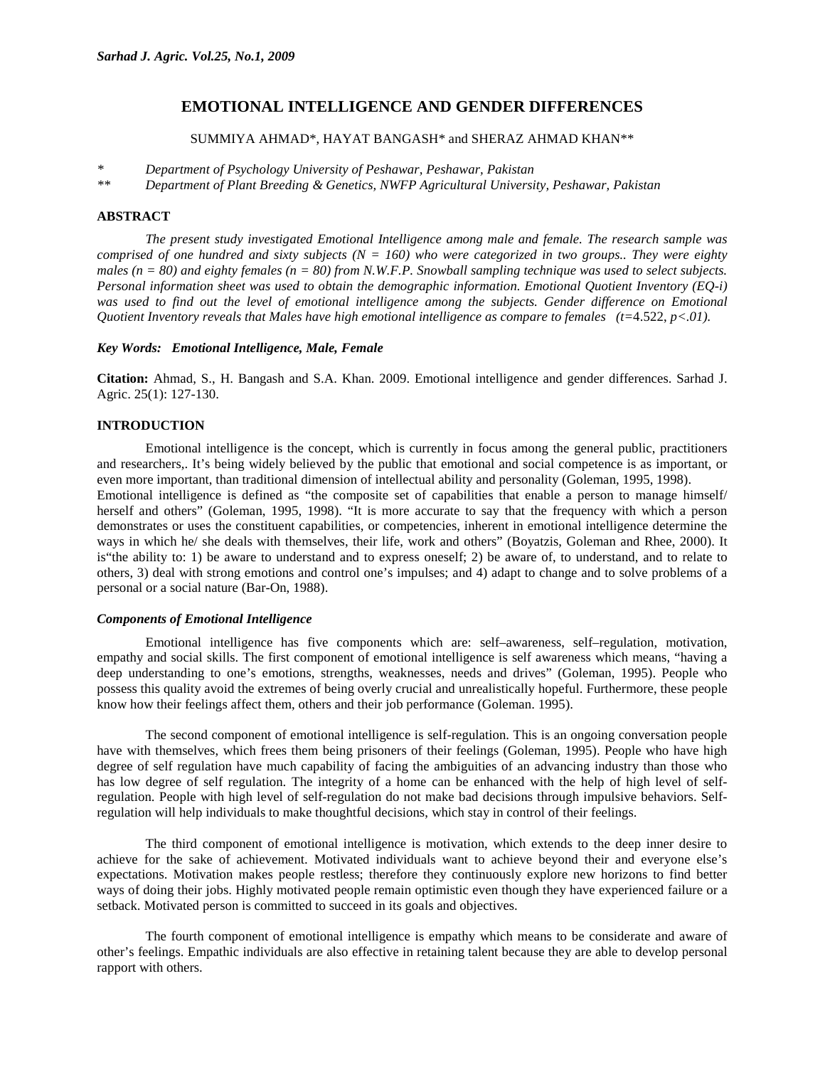# EMOTIONAL INTELLIGENCE AND GENDER DIFFERENCES

SUMMIYA AHMAD*, HAYAT BANGASH* and SHERAZ AHMAD KHAN**

\* *Department of Psychology University of Peshawar, Peshawar, Pakistan*

\*\* *Department of Plant Breeding & Genetics, NWFP Agricultural University, Peshawar, Pakistan*

## ABSTRACT

*The present study investigated Emotional Intelligence among male and female. The research sample was comprised of one hundred and sixty subjects (N = 160) who were categorized in two groups.. They were eighty males (n = 80) and eighty females (n = 80) from N.W.F.P. Snowball sampling technique was used to select subjects. Personal information sheet was used to obtain the demographic information. Emotional Quotient Inventory (EQ-i) was used to find out the level of emotional intelligence among the subjects. Gender difference on Emotional Quotient Inventory reveals that Males have high emotional intelligence as compare to females (t=4.522, p<.01).*

***Key Words: Emotional Intelligence, Male, Female***

**Citation:** Ahmad, S., H. Bangash and S.A. Khan. 2009. Emotional intelligence and gender differences. Sarhad J. Agric. 25(1): 127-130.

## INTRODUCTION

Emotional intelligence is the concept, which is currently in focus among the general public, practitioners and researchers,. It's being widely believed by the public that emotional and social competence is as important, or even more important, than traditional dimension of intellectual ability and personality (Goleman, 1995, 1998).
Emotional intelligence is defined as "the composite set of capabilities that enable a person to manage himself/ herself and others" (Goleman, 1995, 1998). "It is more accurate to say that the frequency with which a person demonstrates or uses the constituent capabilities, or competencies, inherent in emotional intelligence determine the ways in which he/ she deals with themselves, their life, work and others" (Boyatzis, Goleman and Rhee, 2000). It is"the ability to: 1) be aware to understand and to express oneself; 2) be aware of, to understand, and to relate to others, 3) deal with strong emotions and control one's impulses; and 4) adapt to change and to solve problems of a personal or a social nature (Bar-On, 1988).

### *Components of Emotional Intelligence*

Emotional intelligence has five components which are: self–awareness, self–regulation, motivation, empathy and social skills. The first component of emotional intelligence is self awareness which means, "having a deep understanding to one's emotions, strengths, weaknesses, needs and drives" (Goleman, 1995). People who possess this quality avoid the extremes of being overly crucial and unrealistically hopeful. Furthermore, these people know how their feelings affect them, others and their job performance (Goleman. 1995).

The second component of emotional intelligence is self-regulation. This is an ongoing conversation people have with themselves, which frees them being prisoners of their feelings (Goleman, 1995). People who have high degree of self regulation have much capability of facing the ambiguities of an advancing industry than those who has low degree of self regulation. The integrity of a home can be enhanced with the help of high level of self-regulation. People with high level of self-regulation do not make bad decisions through impulsive behaviors. Self-regulation will help individuals to make thoughtful decisions, which stay in control of their feelings.

The third component of emotional intelligence is motivation, which extends to the deep inner desire to achieve for the sake of achievement. Motivated individuals want to achieve beyond their and everyone else's expectations. Motivation makes people restless; therefore they continuously explore new horizons to find better ways of doing their jobs. Highly motivated people remain optimistic even though they have experienced failure or a setback. Motivated person is committed to succeed in its goals and objectives.

The fourth component of emotional intelligence is empathy which means to be considerate and aware of other's feelings. Empathic individuals are also effective in retaining talent because they are able to develop personal rapport with others.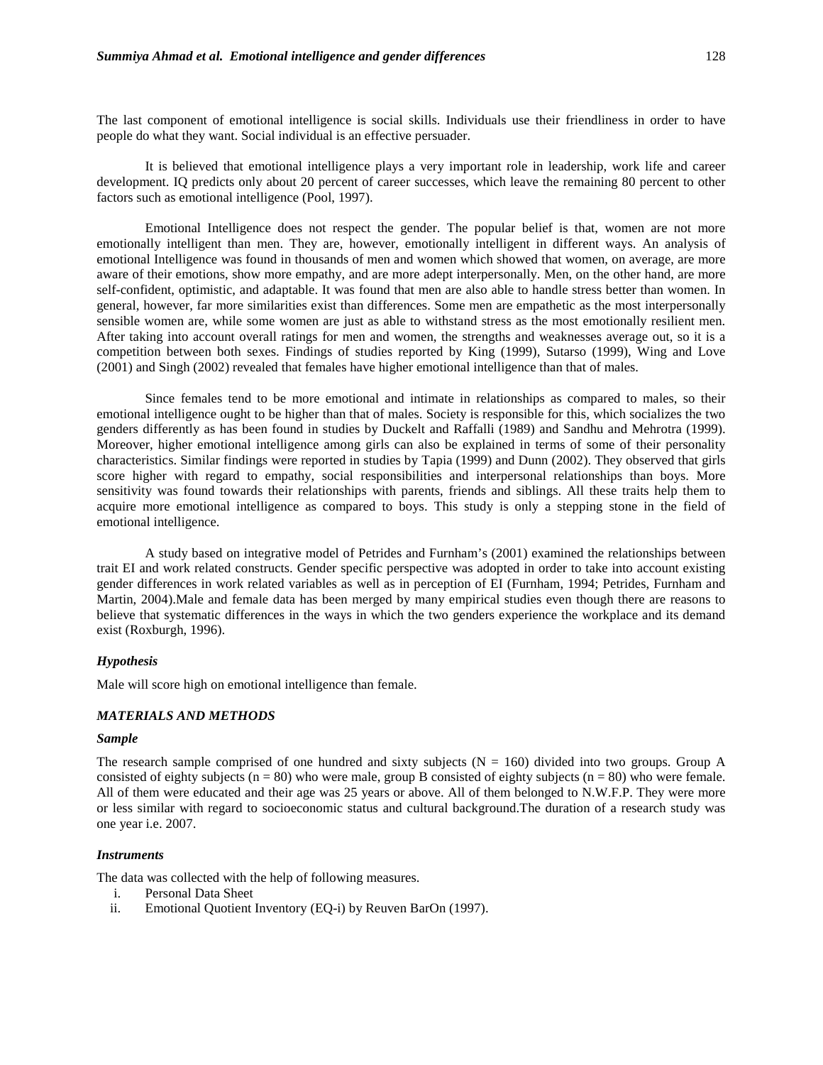The last component of emotional intelligence is social skills. Individuals use their friendliness in order to have people do what they want. Social individual is an effective persuader.

It is believed that emotional intelligence plays a very important role in leadership, work life and career development. IQ predicts only about 20 percent of career successes, which leave the remaining 80 percent to other factors such as emotional intelligence (Pool, 1997).

Emotional Intelligence does not respect the gender. The popular belief is that, women are not more emotionally intelligent than men. They are, however, emotionally intelligent in different ways. An analysis of emotional Intelligence was found in thousands of men and women which showed that women, on average, are more aware of their emotions, show more empathy, and are more adept interpersonally. Men, on the other hand, are more self-confident, optimistic, and adaptable. It was found that men are also able to handle stress better than women. In general, however, far more similarities exist than differences. Some men are empathetic as the most interpersonally sensible women are, while some women are just as able to withstand stress as the most emotionally resilient men. After taking into account overall ratings for men and women, the strengths and weaknesses average out, so it is a competition between both sexes. Findings of studies reported by King (1999), Sutarso (1999), Wing and Love (2001) and Singh (2002) revealed that females have higher emotional intelligence than that of males.

Since females tend to be more emotional and intimate in relationships as compared to males, so their emotional intelligence ought to be higher than that of males. Society is responsible for this, which socializes the two genders differently as has been found in studies by Duckelt and Raffalli (1989) and Sandhu and Mehrotra (1999). Moreover, higher emotional intelligence among girls can also be explained in terms of some of their personality characteristics. Similar findings were reported in studies by Tapia (1999) and Dunn (2002). They observed that girls score higher with regard to empathy, social responsibilities and interpersonal relationships than boys. More sensitivity was found towards their relationships with parents, friends and siblings. All these traits help them to acquire more emotional intelligence as compared to boys. This study is only a stepping stone in the field of emotional intelligence.

A study based on integrative model of Petrides and Furnham's (2001) examined the relationships between trait EI and work related constructs. Gender specific perspective was adopted in order to take into account existing gender differences in work related variables as well as in perception of EI (Furnham, 1994; Petrides, Furnham and Martin, 2004).Male and female data has been merged by many empirical studies even though there are reasons to believe that systematic differences in the ways in which the two genders experience the workplace and its demand exist (Roxburgh, 1996).

### *Hypothesis*

Male will score high on emotional intelligence than female.

## *MATERIALS AND METHODS*

### *Sample*

The research sample comprised of one hundred and sixty subjects ($N = 160$) divided into two groups. Group A consisted of eighty subjects ($n = 80$) who were male, group B consisted of eighty subjects ($n = 80$) who were female. All of them were educated and their age was 25 years or above. All of them belonged to N.W.F.P. They were more or less similar with regard to socioeconomic status and cultural background.The duration of a research study was one year i.e. 2007.

### *Instruments*

The data was collected with the help of following measures.

i. Personal Data Sheet
ii. Emotional Quotient Inventory (EQ-i) by Reuven BarOn (1997).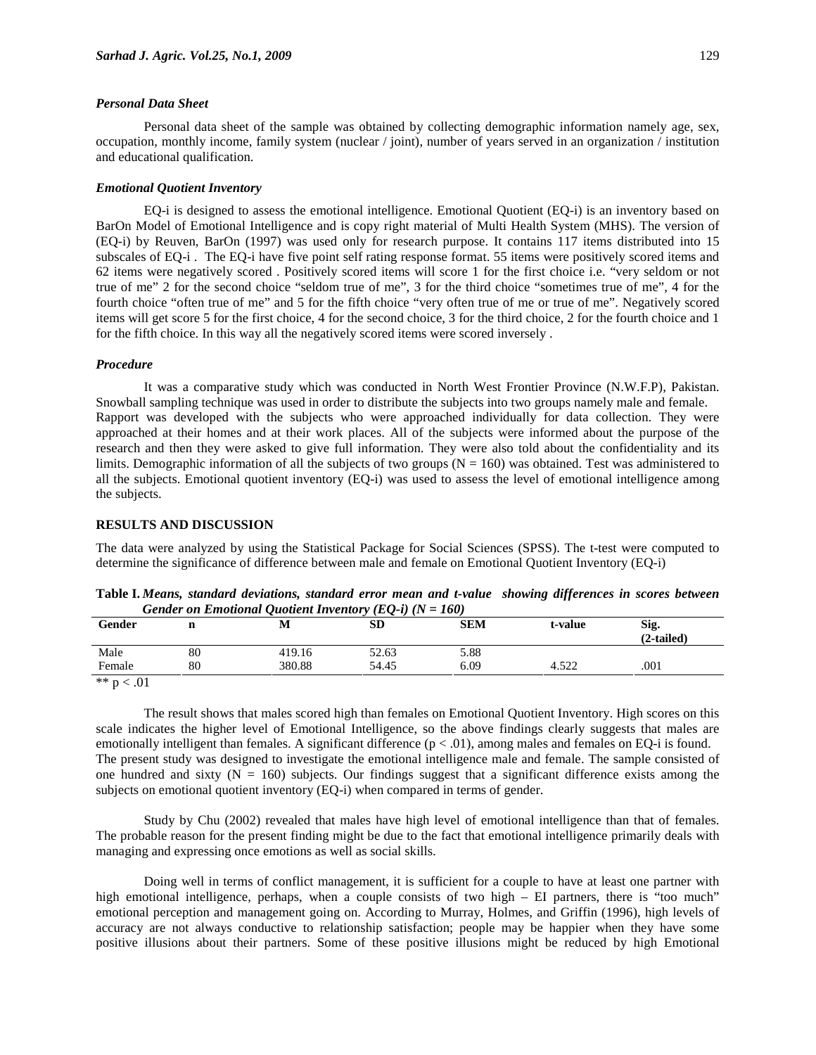### *Personal Data Sheet*

Personal data sheet of the sample was obtained by collecting demographic information namely age, sex, occupation, monthly income, family system (nuclear / joint), number of years served in an organization / institution and educational qualification.

### *Emotional Quotient Inventory*

EQ-i is designed to assess the emotional intelligence. Emotional Quotient (EQ-i) is an inventory based on BarOn Model of Emotional Intelligence and is copy right material of Multi Health System (MHS). The version of (EQ-i) by Reuven, BarOn (1997) was used only for research purpose. It contains 117 items distributed into 15 subscales of EQ-i . The EQ-i have five point self rating response format. 55 items were positively scored items and 62 items were negatively scored . Positively scored items will score 1 for the first choice i.e. "very seldom or not true of me" 2 for the second choice "seldom true of me", 3 for the third choice "sometimes true of me", 4 for the fourth choice "often true of me" and 5 for the fifth choice "very often true of me or true of me". Negatively scored items will get score 5 for the first choice, 4 for the second choice, 3 for the third choice, 2 for the fourth choice and 1 for the fifth choice. In this way all the negatively scored items were scored inversely .

### *Procedure*

It was a comparative study which was conducted in North West Frontier Province (N.W.F.P), Pakistan. Snowball sampling technique was used in order to distribute the subjects into two groups namely male and female. Rapport was developed with the subjects who were approached individually for data collection. They were approached at their homes and at their work places. All of the subjects were informed about the purpose of the research and then they were asked to give full information. They were also told about the confidentiality and its limits. Demographic information of all the subjects of two groups (N = 160) was obtained. Test was administered to all the subjects. Emotional quotient inventory (EQ-i) was used to assess the level of emotional intelligence among the subjects.

## RESULTS AND DISCUSSION

The data were analyzed by using the Statistical Package for Social Sciences (SPSS). The t-test were computed to determine the significance of difference between male and female on Emotional Quotient Inventory (EQ-i)

**Table I.** *Means, standard deviations, standard error mean and t-value showing differences in scores between Gender on Emotional Quotient Inventory (EQ-i) (N = 160)*

| Gender | n | M | SD | SEM | t-value | Sig. (2-tailed) |
|---|---|---|---|---|---|---|
| Male | 80 | 419.16 | 52.63 | 5.88 | | |
| Female | 80 | 380.88 | 54.45 | 6.09 | 4.522 | .001 |

** $p < .01$

The result shows that males scored high than females on Emotional Quotient Inventory. High scores on this scale indicates the higher level of Emotional Intelligence, so the above findings clearly suggests that males are emotionally intelligent than females. A significant difference ($p < .01$), among males and females on EQ-i is found. The present study was designed to investigate the emotional intelligence male and female. The sample consisted of one hundred and sixty (N = 160) subjects. Our findings suggest that a significant difference exists among the subjects on emotional quotient inventory (EQ-i) when compared in terms of gender.

Study by Chu (2002) revealed that males have high level of emotional intelligence than that of females. The probable reason for the present finding might be due to the fact that emotional intelligence primarily deals with managing and expressing once emotions as well as social skills.

Doing well in terms of conflict management, it is sufficient for a couple to have at least one partner with high emotional intelligence, perhaps, when a couple consists of two high – EI partners, there is "too much" emotional perception and management going on. According to Murray, Holmes, and Griffin (1996), high levels of accuracy are not always conductive to relationship satisfaction; people may be happier when they have some positive illusions about their partners. Some of these positive illusions might be reduced by high Emotional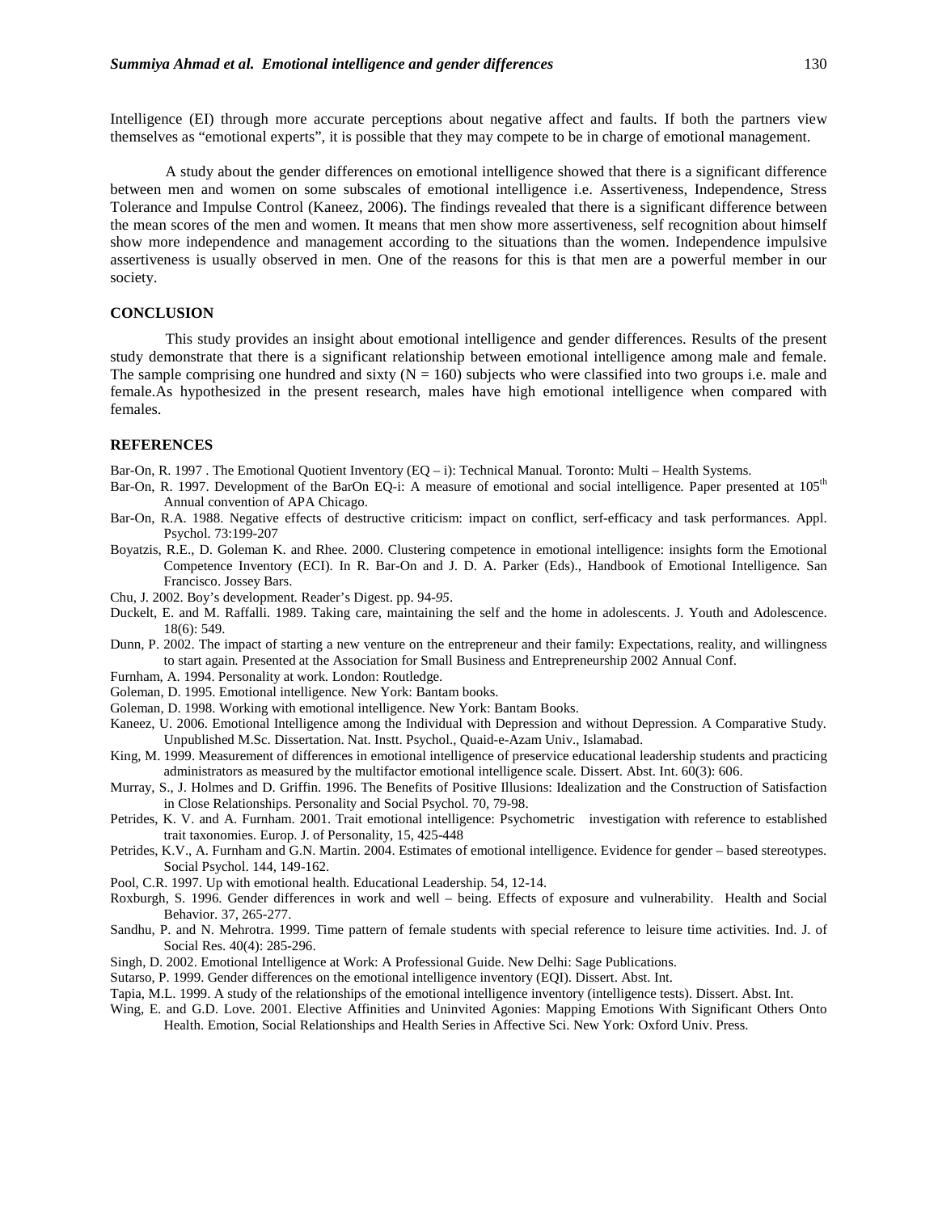Intelligence (EI) through more accurate perceptions about negative affect and faults. If both the partners view themselves as "emotional experts", it is possible that they may compete to be in charge of emotional management.

A study about the gender differences on emotional intelligence showed that there is a significant difference between men and women on some subscales of emotional intelligence i.e. Assertiveness, Independence, Stress Tolerance and Impulse Control (Kaneez, 2006). The findings revealed that there is a significant difference between the mean scores of the men and women. It means that men show more assertiveness, self recognition about himself show more independence and management according to the situations than the women. Independence impulsive assertiveness is usually observed in men. One of the reasons for this is that men are a powerful member in our society.

## CONCLUSION

This study provides an insight about emotional intelligence and gender differences. Results of the present study demonstrate that there is a significant relationship between emotional intelligence among male and female. The sample comprising one hundred and sixty (N = 160) subjects who were classified into two groups i.e. male and female.As hypothesized in the present research, males have high emotional intelligence when compared with females.

## REFERENCES

Bar-On, R. 1997 . The Emotional Quotient Inventory (EQ – i): Technical Manual. Toronto: Multi – Health Systems.

Bar-On, R. 1997. Development of the BarOn EQ-i: A measure of emotional and social intelligence. Paper presented at 105th Annual convention of APA Chicago.

Bar-On, R.A. 1988. Negative effects of destructive criticism: impact on conflict, serf-efficacy and task performances. Appl. Psychol. 73:199-207

Boyatzis, R.E., D. Goleman K. and Rhee. 2000. Clustering competence in emotional intelligence: insights form the Emotional Competence Inventory (ECI). In R. Bar-On and J. D. A. Parker (Eds)., Handbook of Emotional Intelligence. San Francisco. Jossey Bars.

Chu, J. 2002. Boy's development. Reader's Digest. pp. 94-95.

Duckelt, E. and M. Raffalli. 1989. Taking care, maintaining the self and the home in adolescents. J. Youth and Adolescence. 18(6): 549.

Dunn, P. 2002. The impact of starting a new venture on the entrepreneur and their family: Expectations, reality, and willingness to start again. Presented at the Association for Small Business and Entrepreneurship 2002 Annual Conf.

Furnham, A. 1994. Personality at work. London: Routledge.

Goleman, D. 1995. Emotional intelligence. New York: Bantam books.

Goleman, D. 1998. Working with emotional intelligence. New York: Bantam Books.

Kaneez, U. 2006. Emotional Intelligence among the Individual with Depression and without Depression. A Comparative Study. Unpublished M.Sc. Dissertation. Nat. Instt. Psychol., Quaid-e-Azam Univ., Islamabad.

King, M. 1999. Measurement of differences in emotional intelligence of preservice educational leadership students and practicing administrators as measured by the multifactor emotional intelligence scale. Dissert. Abst. Int. 60(3): 606.

Murray, S., J. Holmes and D. Griffin. 1996. The Benefits of Positive Illusions: Idealization and the Construction of Satisfaction in Close Relationships. Personality and Social Psychol. 70, 79-98.

Petrides, K. V. and A. Furnham. 2001. Trait emotional intelligence: Psychometric investigation with reference to established trait taxonomies. Europ. J. of Personality, 15, 425-448

Petrides, K.V., A. Furnham and G.N. Martin. 2004. Estimates of emotional intelligence. Evidence for gender – based stereotypes. Social Psychol. 144, 149-162.

Pool, C.R. 1997. Up with emotional health. Educational Leadership. 54, 12-14.

Roxburgh, S. 1996. Gender differences in work and well – being. Effects of exposure and vulnerability. Health and Social Behavior. 37, 265-277.

Sandhu, P. and N. Mehrotra. 1999. Time pattern of female students with special reference to leisure time activities. Ind. J. of Social Res. 40(4): 285-296.

Singh, D. 2002. Emotional Intelligence at Work: A Professional Guide. New Delhi: Sage Publications.

Sutarso, P. 1999. Gender differences on the emotional intelligence inventory (EQI). Dissert. Abst. Int.

Tapia, M.L. 1999. A study of the relationships of the emotional intelligence inventory (intelligence tests). Dissert. Abst. Int.

Wing, E. and G.D. Love. 2001. Elective Affinities and Uninvited Agonies: Mapping Emotions With Significant Others Onto Health. Emotion, Social Relationships and Health Series in Affective Sci. New York: Oxford Univ. Press.